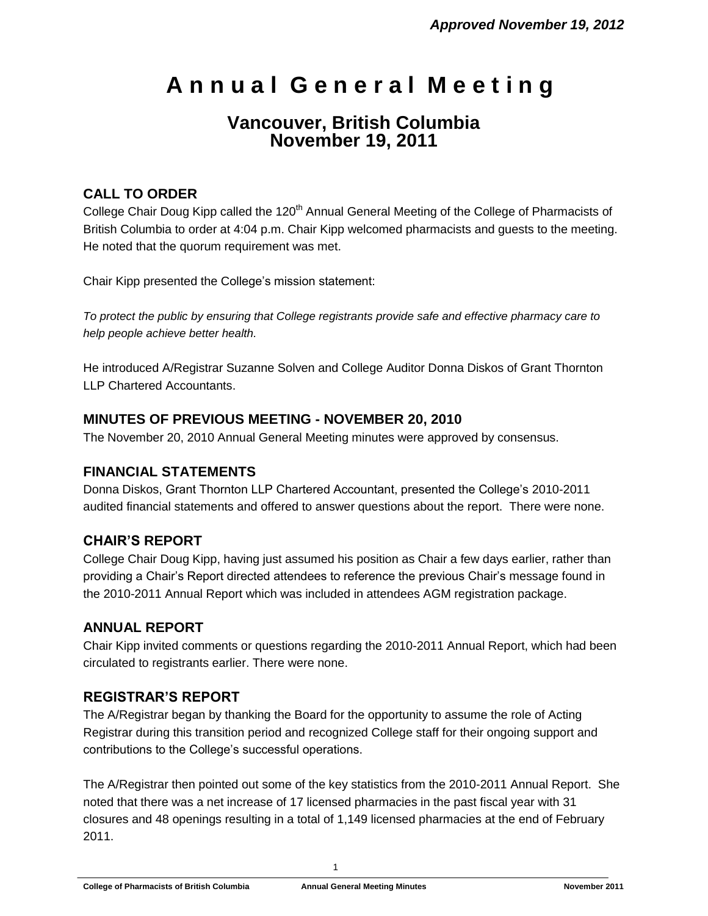*Approved November 19, 2012*

# Annual General Meeting

## Vancouver, British Columbia
## November 19, 2011

### CALL TO ORDER

College Chair Doug Kipp called the 120th Annual General Meeting of the College of Pharmacists of British Columbia to order at 4:04 p.m. Chair Kipp welcomed pharmacists and guests to the meeting. He noted that the quorum requirement was met.

Chair Kipp presented the College's mission statement:

*To protect the public by ensuring that College registrants provide safe and effective pharmacy care to help people achieve better health.*

He introduced A/Registrar Suzanne Solven and College Auditor Donna Diskos of Grant Thornton LLP Chartered Accountants.

### MINUTES OF PREVIOUS MEETING - NOVEMBER 20, 2010

The November 20, 2010 Annual General Meeting minutes were approved by consensus.

### FINANCIAL STATEMENTS

Donna Diskos, Grant Thornton LLP Chartered Accountant, presented the College's 2010-2011 audited financial statements and offered to answer questions about the report. There were none.

### CHAIR'S REPORT

College Chair Doug Kipp, having just assumed his position as Chair a few days earlier, rather than providing a Chair's Report directed attendees to reference the previous Chair's message found in the 2010-2011 Annual Report which was included in attendees AGM registration package.

### ANNUAL REPORT

Chair Kipp invited comments or questions regarding the 2010-2011 Annual Report, which had been circulated to registrants earlier. There were none.

### REGISTRAR'S REPORT

The A/Registrar began by thanking the Board for the opportunity to assume the role of Acting Registrar during this transition period and recognized College staff for their ongoing support and contributions to the College's successful operations.

The A/Registrar then pointed out some of the key statistics from the 2010-2011 Annual Report. She noted that there was a net increase of 17 licensed pharmacies in the past fiscal year with 31 closures and 48 openings resulting in a total of 1,149 licensed pharmacies at the end of February 2011.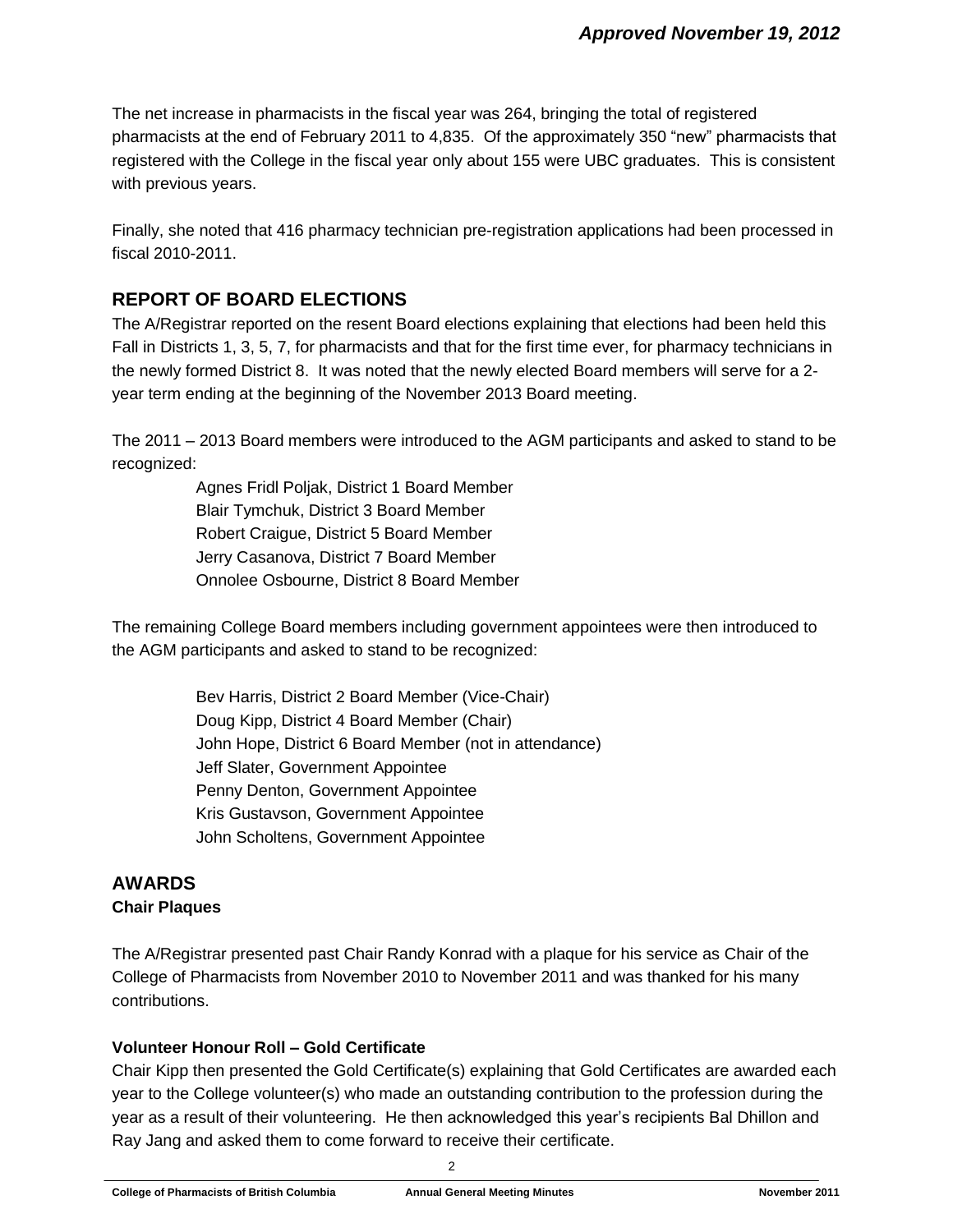*Approved November 19, 2012*

The net increase in pharmacists in the fiscal year was 264, bringing the total of registered pharmacists at the end of February 2011 to 4,835. Of the approximately 350 "new" pharmacists that registered with the College in the fiscal year only about 155 were UBC graduates. This is consistent with previous years.

Finally, she noted that 416 pharmacy technician pre-registration applications had been processed in fiscal 2010-2011.

## REPORT OF BOARD ELECTIONS

The A/Registrar reported on the resent Board elections explaining that elections had been held this Fall in Districts 1, 3, 5, 7, for pharmacists and that for the first time ever, for pharmacy technicians in the newly formed District 8. It was noted that the newly elected Board members will serve for a 2-year term ending at the beginning of the November 2013 Board meeting.

The 2011 – 2013 Board members were introduced to the AGM participants and asked to stand to be recognized:

Agnes Fridl Poljak, District 1 Board Member
Blair Tymchuk, District 3 Board Member
Robert Craigue, District 5 Board Member
Jerry Casanova, District 7 Board Member
Onnolee Osbourne, District 8 Board Member

The remaining College Board members including government appointees were then introduced to the AGM participants and asked to stand to be recognized:

Bev Harris, District 2 Board Member (Vice-Chair)
Doug Kipp, District 4 Board Member (Chair)
John Hope, District 6 Board Member (not in attendance)
Jeff Slater, Government Appointee
Penny Denton, Government Appointee
Kris Gustavson, Government Appointee
John Scholtens, Government Appointee

## AWARDS

### Chair Plaques

The A/Registrar presented past Chair Randy Konrad with a plaque for his service as Chair of the College of Pharmacists from November 2010 to November 2011 and was thanked for his many contributions.

### Volunteer Honour Roll – Gold Certificate

Chair Kipp then presented the Gold Certificate(s) explaining that Gold Certificates are awarded each year to the College volunteer(s) who made an outstanding contribution to the profession during the year as a result of their volunteering. He then acknowledged this year's recipients Bal Dhillon and Ray Jang and asked them to come forward to receive their certificate.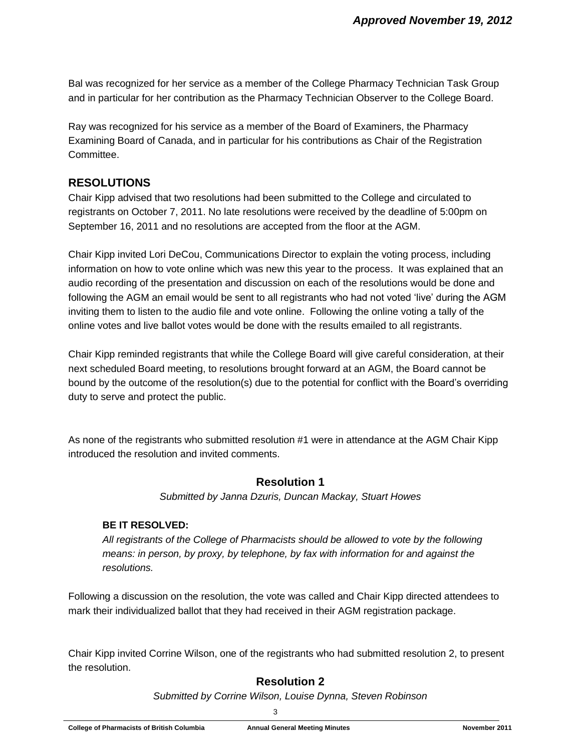Bal was recognized for her service as a member of the College Pharmacy Technician Task Group and in particular for her contribution as the Pharmacy Technician Observer to the College Board.

Ray was recognized for his service as a member of the Board of Examiners, the Pharmacy Examining Board of Canada, and in particular for his contributions as Chair of the Registration Committee.

## RESOLUTIONS

Chair Kipp advised that two resolutions had been submitted to the College and circulated to registrants on October 7, 2011. No late resolutions were received by the deadline of 5:00pm on September 16, 2011 and no resolutions are accepted from the floor at the AGM.

Chair Kipp invited Lori DeCou, Communications Director to explain the voting process, including information on how to vote online which was new this year to the process. It was explained that an audio recording of the presentation and discussion on each of the resolutions would be done and following the AGM an email would be sent to all registrants who had not voted 'live' during the AGM inviting them to listen to the audio file and vote online. Following the online voting a tally of the online votes and live ballot votes would be done with the results emailed to all registrants.

Chair Kipp reminded registrants that while the College Board will give careful consideration, at their next scheduled Board meeting, to resolutions brought forward at an AGM, the Board cannot be bound by the outcome of the resolution(s) due to the potential for conflict with the Board's overriding duty to serve and protect the public.

As none of the registrants who submitted resolution #1 were in attendance at the AGM Chair Kipp introduced the resolution and invited comments.

### Resolution 1

*Submitted by Janna Dzuris, Duncan Mackay, Stuart Howes*

**BE IT RESOLVED:**

*All registrants of the College of Pharmacists should be allowed to vote by the following means: in person, by proxy, by telephone, by fax with information for and against the resolutions.*

Following a discussion on the resolution, the vote was called and Chair Kipp directed attendees to mark their individualized ballot that they had received in their AGM registration package.

Chair Kipp invited Corrine Wilson, one of the registrants who had submitted resolution 2, to present the resolution.

### Resolution 2

*Submitted by Corrine Wilson, Louise Dynna, Steven Robinson*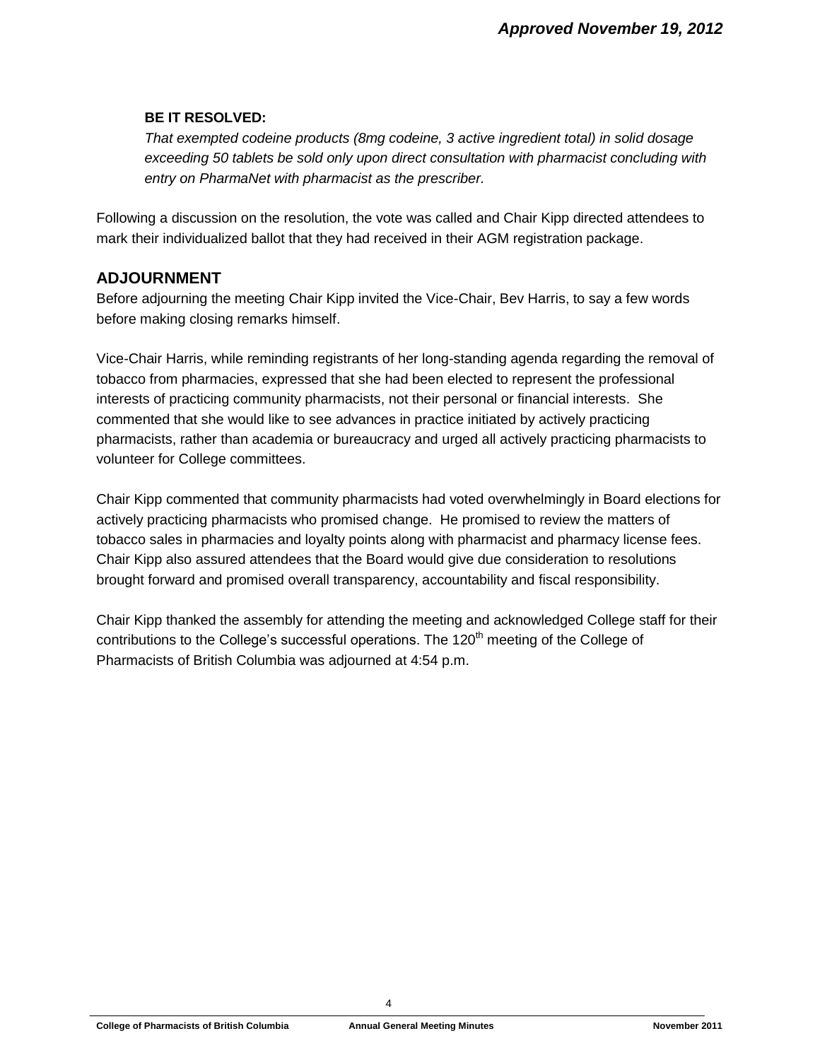**BE IT RESOLVED:**

*That exempted codeine products (8mg codeine, 3 active ingredient total) in solid dosage exceeding 50 tablets be sold only upon direct consultation with pharmacist concluding with entry on PharmaNet with pharmacist as the prescriber.*

Following a discussion on the resolution, the vote was called and Chair Kipp directed attendees to mark their individualized ballot that they had received in their AGM registration package.

## ADJOURNMENT

Before adjourning the meeting Chair Kipp invited the Vice-Chair, Bev Harris, to say a few words before making closing remarks himself.

Vice-Chair Harris, while reminding registrants of her long-standing agenda regarding the removal of tobacco from pharmacies, expressed that she had been elected to represent the professional interests of practicing community pharmacists, not their personal or financial interests. She commented that she would like to see advances in practice initiated by actively practicing pharmacists, rather than academia or bureaucracy and urged all actively practicing pharmacists to volunteer for College committees.

Chair Kipp commented that community pharmacists had voted overwhelmingly in Board elections for actively practicing pharmacists who promised change. He promised to review the matters of tobacco sales in pharmacies and loyalty points along with pharmacist and pharmacy license fees. Chair Kipp also assured attendees that the Board would give due consideration to resolutions brought forward and promised overall transparency, accountability and fiscal responsibility.

Chair Kipp thanked the assembly for attending the meeting and acknowledged College staff for their contributions to the College's successful operations. The 120th meeting of the College of Pharmacists of British Columbia was adjourned at 4:54 p.m.